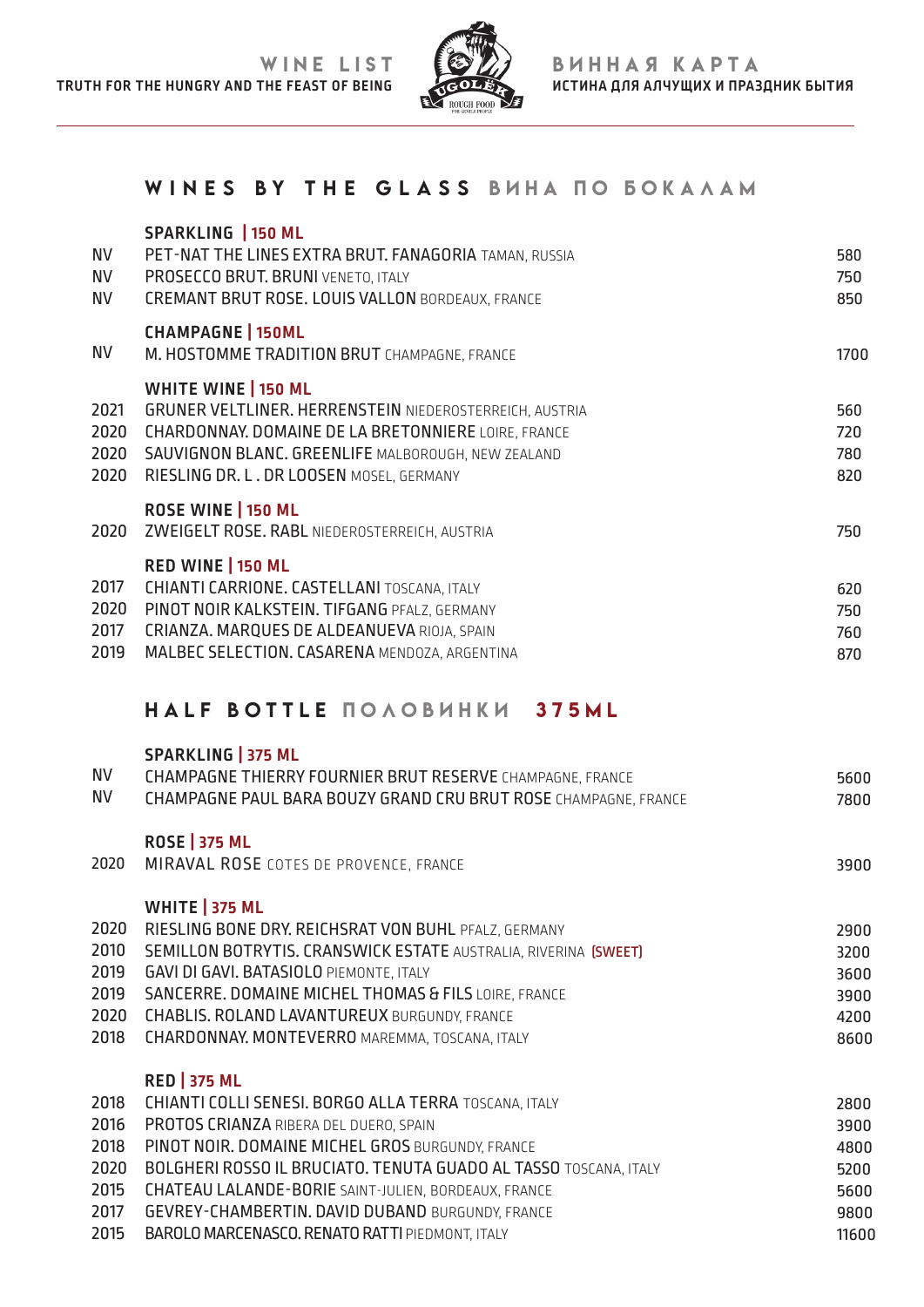WINE LIST
TRUTH FOR THE HUNGRY AND THE FEAST OF BEING

ВИННАЯ КАРТА
ИСТИНА ДЛЯ АЛЧУЩИХ И ПРАЗДНИК БЫТИЯ

## WINES BY THE GLASS ВИНА ПО БОКАЛАМ

### SPARKLING | 150 ML

| | | |
|---|---|---|
| NV | **PET-NAT THE LINES EXTRA BRUT. FANAGORIA** TAMAN, RUSSIA | 580 |
| NV | **PROSECCO BRUT. BRUNI** VENETO, ITALY | 750 |
| NV | **CREMANT BRUT ROSE. LOUIS VALLON** BORDEAUX, FRANCE | 850 |

### CHAMPAGNE | 150ML

| | | |
|---|---|---|
| NV | **M. HOSTOMME TRADITION BRUT** CHAMPAGNE, FRANCE | 1700 |

### WHITE WINE | 150 ML

| | | |
|---|---|---|
| 2021 | **GRUNER VELTLINER. HERRENSTEIN** NIEDEROSTERREICH, AUSTRIA | 560 |
| 2020 | **CHARDONNAY. DOMAINE DE LA BRETONNIERE** LOIRE, FRANCE | 720 |
| 2020 | **SAUVIGNON BLANC. GREENLIFE** MALBOROUGH, NEW ZEALAND | 780 |
| 2020 | **RIESLING DR. L . DR LOOSEN** MOSEL, GERMANY | 820 |

### ROSE WINE | 150 ML

| | | |
|---|---|---|
| 2020 | **ZWEIGELT ROSE. RABL** NIEDEROSTERREICH, AUSTRIA | 750 |

### RED WINE | 150 ML

| | | |
|---|---|---|
| 2017 | **CHIANTI CARRIONE. CASTELLANI** TOSCANA, ITALY | 620 |
| 2020 | **PINOT NOIR KALKSTEIN. TIFGANG** PFALZ, GERMANY | 750 |
| 2017 | **CRIANZA. MARQUES DE ALDEANUEVA** RIOJA, SPAIN | 760 |
| 2019 | **MALBEC SELECTION. CASARENA** MENDOZA, ARGENTINA | 870 |

## HALF BOTTLE ПОЛОВИНКИ 375ML

### SPARKLING | 375 ML

| | | |
|---|---|---|
| NV | **CHAMPAGNE THIERRY FOURNIER BRUT RESERVE** CHAMPAGNE, FRANCE | 5600 |
| NV | **CHAMPAGNE PAUL BARA BOUZY GRAND CRU BRUT ROSE** CHAMPAGNE, FRANCE | 7800 |

### ROSE | 375 ML

| | | |
|---|---|---|
| 2020 | **MIRAVAL ROSE** COTES DE PROVENCE, FRANCE | 3900 |

### WHITE | 375 ML

| | | |
|---|---|---|
| 2020 | **RIESLING BONE DRY. REICHSRAT VON BUHL** PFALZ, GERMANY | 2900 |
| 2010 | **SEMILLON BOTRYTIS. CRANSWICK ESTATE** AUSTRALIA, RIVERINA (SWEET) | 3200 |
| 2019 | **GAVI DI GAVI. BATASIOLO** PIEMONTE, ITALY | 3600 |
| 2019 | **SANCERRE. DOMAINE MICHEL THOMAS & FILS** LOIRE, FRANCE | 3900 |
| 2020 | **CHABLIS. ROLAND LAVANTUREUX** BURGUNDY, FRANCE | 4200 |
| 2018 | **CHARDONNAY. MONTEVERRO** MAREMMA, TOSCANA, ITALY | 8600 |

### RED | 375 ML

| | | |
|---|---|---|
| 2018 | **CHIANTI COLLI SENESI. BORGO ALLA TERRA** TOSCANA, ITALY | 2800 |
| 2016 | **PROTOS CRIANZA** RIBERA DEL DUERO, SPAIN | 3900 |
| 2018 | **PINOT NOIR. DOMAINE MICHEL GROS** BURGUNDY, FRANCE | 4800 |
| 2020 | **BOLGHERI ROSSO IL BRUCIATO. TENUTA GUADO AL TASSO** TOSCANA, ITALY | 5200 |
| 2015 | **CHATEAU LALANDE-BORIE** SAINT-JULIEN, BORDEAUX, FRANCE | 5600 |
| 2017 | **GEVREY-CHAMBERTIN. DAVID DUBAND** BURGUNDY, FRANCE | 9800 |
| 2015 | **BAROLO MARCENASCO. RENATO RATTI** PIEDMONT, ITALY | 11600 |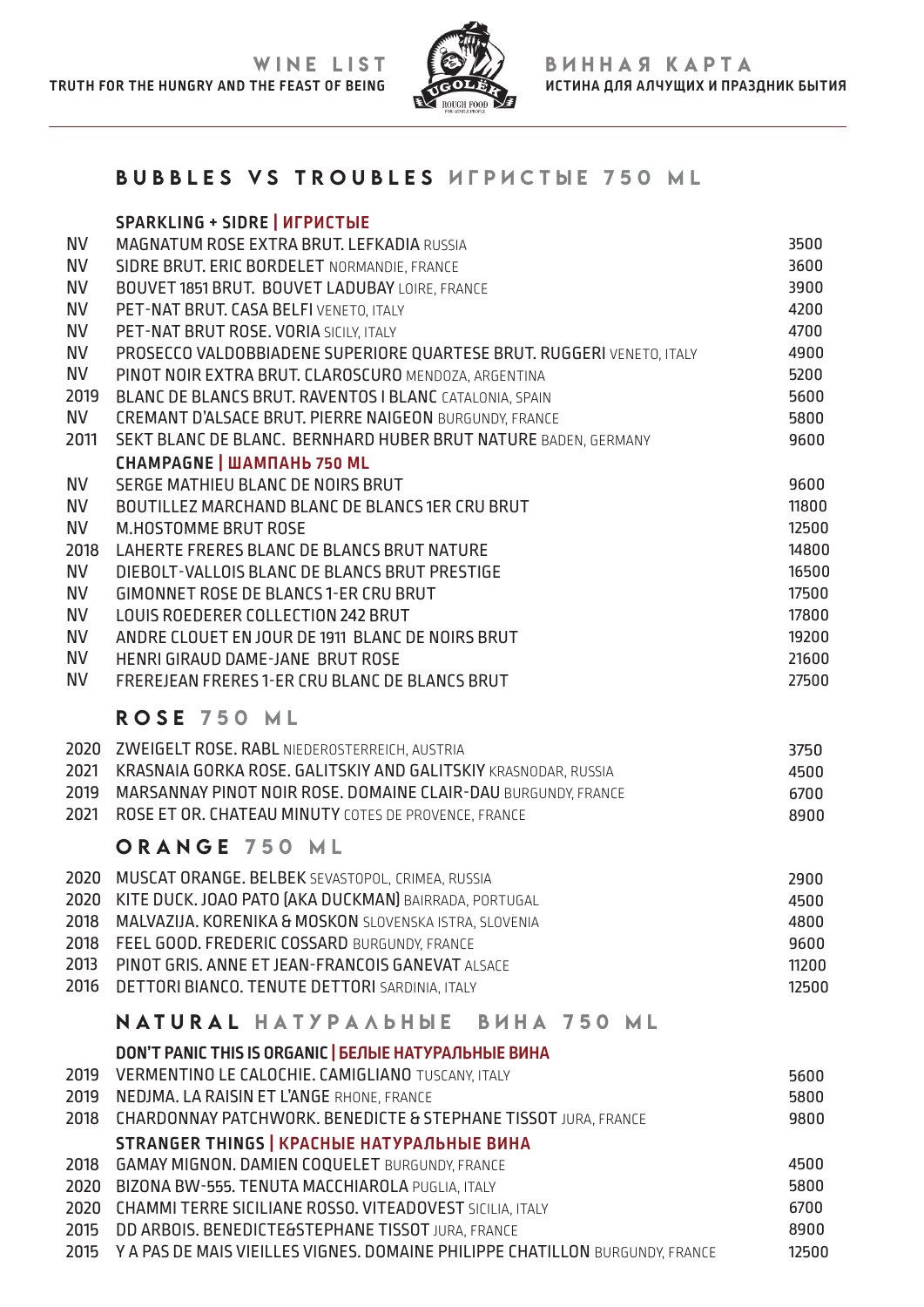WINE LIST
TRUTH FOR THE HUNGRY AND THE FEAST OF BEING

ВИННАЯ КАРТА
ИСТИНА ДЛЯ АЛЧУЩИХ И ПРАЗДНИК БЫТИЯ

## BUBBLES VS TROUBLES ИГРИСТЫЕ 750 ML

### SPARKLING + SIDRE | ИГРИСТЫЕ

| | | |
|---|---|---|
| NV | MAGNATUM ROSE EXTRA BRUT. LEFKADIA RUSSIA | 3500 |
| NV | SIDRE BRUT. ERIC BORDELET NORMANDIE, FRANCE | 3600 |
| NV | BOUVET 1851 BRUT. BOUVET LADUBAY LOIRE, FRANCE | 3900 |
| NV | PET-NAT BRUT. CASA BELFI VENETO, ITALY | 4200 |
| NV | PET-NAT BRUT ROSE. VORIA SICILY, ITALY | 4700 |
| NV | PROSECCO VALDOBBIADENE SUPERIORE QUARTESE BRUT. RUGGERI VENETO, ITALY | 4900 |
| NV | PINOT NOIR EXTRA BRUT. CLAROSCURO MENDOZA, ARGENTINA | 5200 |
| 2019 | BLANC DE BLANCS BRUT. RAVENTOS I BLANC CATALONIA, SPAIN | 5600 |
| NV | CREMANT D'ALSACE BRUT. PIERRE NAIGEON BURGUNDY, FRANCE | 5800 |
| 2011 | SEKT BLANC DE BLANC. BERNHARD HUBER BRUT NATURE BADEN, GERMANY | 9600 |

### CHAMPAGNE | ШАМПАНЬ 750 ML

| | | |
|---|---|---|
| NV | SERGE MATHIEU BLANC DE NOIRS BRUT | 9600 |
| NV | BOUTILLEZ MARCHAND BLANC DE BLANCS 1ER CRU BRUT | 11800 |
| NV | M.HOSTOMME BRUT ROSE | 12500 |
| 2018 | LAHERTE FRERES BLANC DE BLANCS BRUT NATURE | 14800 |
| NV | DIEBOLT-VALLOIS BLANC DE BLANCS BRUT PRESTIGE | 16500 |
| NV | GIMONNET ROSE DE BLANCS 1-ER CRU BRUT | 17500 |
| NV | LOUIS ROEDERER COLLECTION 242 BRUT | 17800 |
| NV | ANDRE CLOUET EN JOUR DE 1911 BLANC DE NOIRS BRUT | 19200 |
| NV | HENRI GIRAUD DAME-JANE BRUT ROSE | 21600 |
| NV | FREREJEAN FRERES 1-ER CRU BLANC DE BLANCS BRUT | 27500 |

## ROSE 750 ML

| | | |
|---|---|---|
| 2020 | ZWEIGELT ROSE. RABL NIEDEROSTERREICH, AUSTRIA | 3750 |
| 2021 | KRASNAIA GORKA ROSE. GALITSKIY AND GALITSKIY KRASNODAR, RUSSIA | 4500 |
| 2019 | MARSANNAY PINOT NOIR ROSE. DOMAINE CLAIR-DAU BURGUNDY, FRANCE | 6700 |
| 2021 | ROSE ET OR. CHATEAU MINUTY COTES DE PROVENCE, FRANCE | 8900 |

## ORANGE 750 ML

| | | |
|---|---|---|
| 2020 | MUSCAT ORANGE. BELBEK SEVASTOPOL, CRIMEA, RUSSIA | 2900 |
| 2020 | KITE DUCK. JOAO PATO (AKA DUCKMAN) BAIRRADA, PORTUGAL | 4500 |
| 2018 | MALVAZIJA. KORENIKA & MOSKON SLOVENSKA ISTRA, SLOVENIA | 4800 |
| 2018 | FEEL GOOD. FREDERIC COSSARD BURGUNDY, FRANCE | 9600 |
| 2013 | PINOT GRIS. ANNE ET JEAN-FRANCOIS GANEVAT ALSACE | 11200 |
| 2016 | DETTORI BIANCO. TENUTE DETTORI SARDINIA, ITALY | 12500 |

## NATURAL НАТУРАЛЬНЫЕ ВИНА 750 ML

### DON'T PANIC THIS IS ORGANIC | БЕЛЫЕ НАТУРАЛЬНЫЕ ВИНА

| | | |
|---|---|---|
| 2019 | VERMENTINO LE CALOCHIE. CAMIGLIANO TUSCANY, ITALY | 5600 |
| 2019 | NEDJMA. LA RAISIN ET L'ANGE RHONE, FRANCE | 5800 |
| 2018 | CHARDONNAY PATCHWORK. BENEDICTE & STEPHANE TISSOT JURA, FRANCE | 9800 |

### STRANGER THINGS | КРАСНЫЕ НАТУРАЛЬНЫЕ ВИНА

| | | |
|---|---|---|
| 2018 | GAMAY MIGNON. DAMIEN COQUELET BURGUNDY, FRANCE | 4500 |
| 2020 | BIZONA BW-555. TENUTA MACCHIAROLA PUGLIA, ITALY | 5800 |
| 2020 | CHAMMI TERRE SICILIANE ROSSO. VITEADOVEST SICILIA, ITALY | 6700 |
| 2015 | DD ARBOIS. BENEDICTE&STEPHANE TISSOT JURA, FRANCE | 8900 |
| 2015 | Y A PAS DE MAIS VIEILLES VIGNES. DOMAINE PHILIPPE CHATILLON BURGUNDY, FRANCE | 12500 |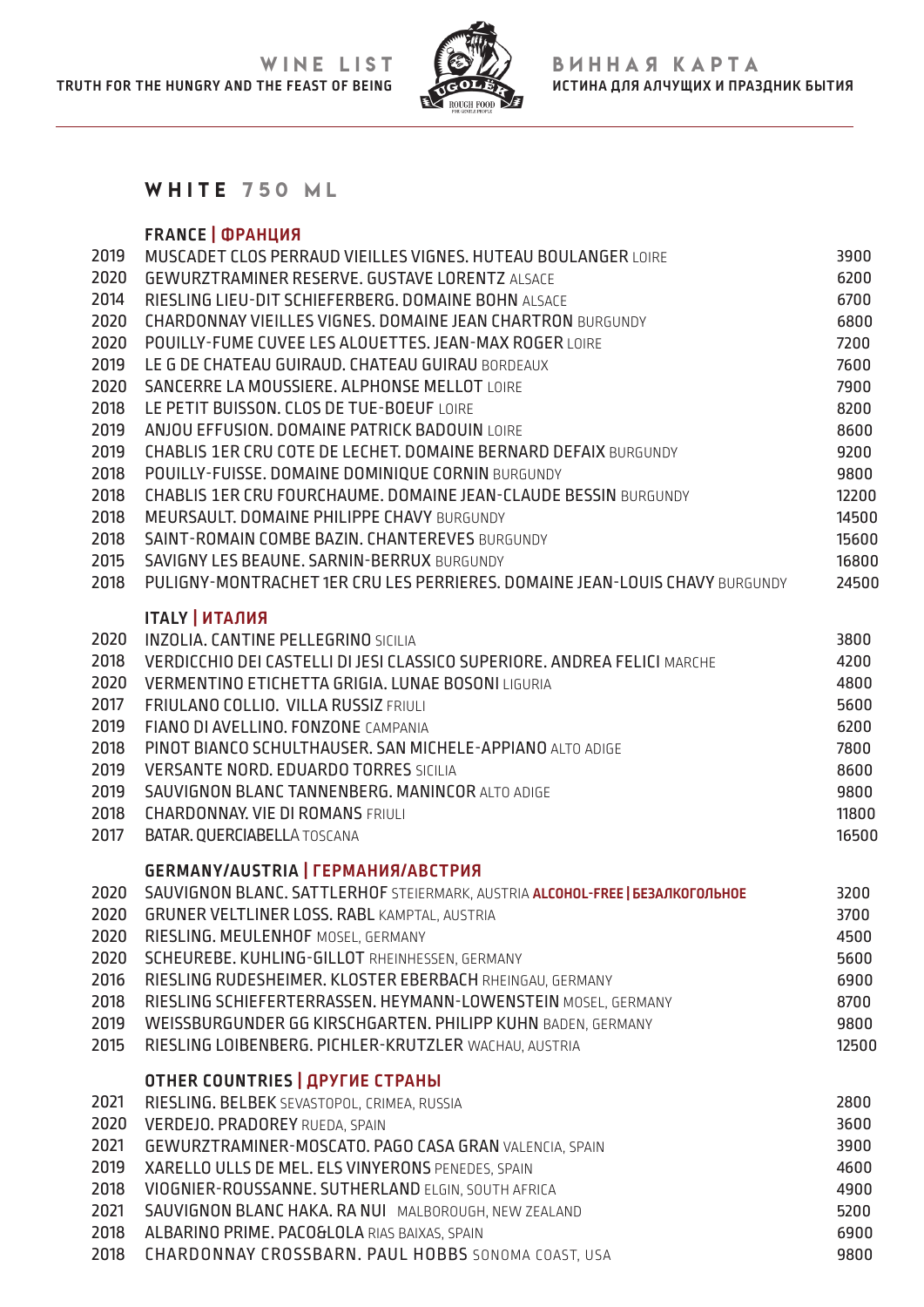## WHITE 750 ML

### FRANCE | ФРАНЦИЯ

| | | |
|---|---|---|
| 2019 | MUSCADET CLOS PERRAUD VIEILLES VIGNES. HUTEAU BOULANGER LOIRE | 3900 |
| 2020 | GEWURZTRAMINER RESERVE. GUSTAVE LORENTZ ALSACE | 6200 |
| 2014 | RIESLING LIEU-DIT SCHIEFERBERG. DOMAINE BOHN ALSACE | 6700 |
| 2020 | CHARDONNAY VIEILLES VIGNES. DOMAINE JEAN CHARTRON BURGUNDY | 6800 |
| 2020 | POUILLY-FUME CUVEE LES ALOUETTES. JEAN-MAX ROGER LOIRE | 7200 |
| 2019 | LE G DE CHATEAU GUIRAUD. CHATEAU GUIRAU BORDEAUX | 7600 |
| 2020 | SANCERRE LA MOUSSIERE. ALPHONSE MELLOT LOIRE | 7900 |
| 2018 | LE PETIT BUISSON. CLOS DE TUE-BOEUF LOIRE | 8200 |
| 2019 | ANJOU EFFUSION. DOMAINE PATRICK BADOUIN LOIRE | 8600 |
| 2019 | CHABLIS 1ER CRU COTE DE LECHET. DOMAINE BERNARD DEFAIX BURGUNDY | 9200 |
| 2018 | POUILLY-FUISSE. DOMAINE DOMINIQUE CORNIN BURGUNDY | 9800 |
| 2018 | CHABLIS 1ER CRU FOURCHAUME. DOMAINE JEAN-CLAUDE BESSIN BURGUNDY | 12200 |
| 2018 | MEURSAULT. DOMAINE PHILIPPE CHAVY BURGUNDY | 14500 |
| 2018 | SAINT-ROMAIN COMBE BAZIN. CHANTEREVES BURGUNDY | 15600 |
| 2015 | SAVIGNY LES BEAUNE. SARNIN-BERRUX BURGUNDY | 16800 |
| 2018 | PULIGNY-MONTRACHET 1ER CRU LES PERRIERES. DOMAINE JEAN-LOUIS CHAVY BURGUNDY | 24500 |

### ITALY | ИТАЛИЯ

| | | |
|---|---|---|
| 2020 | INZOLIA. CANTINE PELLEGRINO SICILIA | 3800 |
| 2018 | VERDICCHIO DEI CASTELLI DI JESI CLASSICO SUPERIORE. ANDREA FELICI MARCHE | 4200 |
| 2020 | VERMENTINO ETICHETTA GRIGIA. LUNAE BOSONI LIGURIA | 4800 |
| 2017 | FRIULANO COLLIO. VILLA RUSSIZ FRIULI | 5600 |
| 2019 | FIANO DI AVELLINO. FONZONE CAMPANIA | 6200 |
| 2018 | PINOT BIANCO SCHULTHAUSER. SAN MICHELE-APPIANO ALTO ADIGE | 7800 |
| 2019 | VERSANTE NORD. EDUARDO TORRES SICILIA | 8600 |
| 2019 | SAUVIGNON BLANC TANNENBERG. MANINCOR ALTO ADIGE | 9800 |
| 2018 | CHARDONNAY. VIE DI ROMANS FRIULI | 11800 |
| 2017 | BATAR. QUERCIABELLA TOSCANA | 16500 |

### GERMANY/AUSTRIA | ГЕРМАНИЯ/АВСТРИЯ

| | | |
|---|---|---|
| 2020 | SAUVIGNON BLANC. SATTLERHOF STEIERMARK, AUSTRIA **ALCOHOL-FREE \| БЕЗАЛКОГОЛЬНОЕ** | 3200 |
| 2020 | GRUNER VELTLINER LOSS. RABL KAMPTAL, AUSTRIA | 3700 |
| 2020 | RIESLING. MEULENHOF MOSEL, GERMANY | 4500 |
| 2020 | SCHEUREBE. KUHLING-GILLOT RHEINHESSEN, GERMANY | 5600 |
| 2016 | RIESLING RUDESHEIMER. KLOSTER EBERBACH RHEINGAU, GERMANY | 6900 |
| 2018 | RIESLING SCHIEFERTERRASSEN. HEYMANN-LOWENSTEIN MOSEL, GERMANY | 8700 |
| 2019 | WEISSBURGUNDER GG KIRSCHGARTEN. PHILIPP KUHN BADEN, GERMANY | 9800 |
| 2015 | RIESLING LOIBENBERG. PICHLER-KRUTZLER WACHAU, AUSTRIA | 12500 |

### OTHER COUNTRIES | ДРУГИЕ СТРАНЫ

| | | |
|---|---|---|
| 2021 | RIESLING. BELBEK SEVASTOPOL, CRIMEA, RUSSIA | 2800 |
| 2020 | VERDEJO. PRADOREY RUEDA, SPAIN | 3600 |
| 2021 | GEWURZTRAMINER-MOSCATO. PAGO CASA GRAN VALENCIA, SPAIN | 3900 |
| 2019 | XARELLO ULLS DE MEL. ELS VINYERONS PENEDES, SPAIN | 4600 |
| 2018 | VIOGNIER-ROUSSANNE. SUTHERLAND ELGIN, SOUTH AFRICA | 4900 |
| 2021 | SAUVIGNON BLANC HAKA. RA NUI MALBOROUGH, NEW ZEALAND | 5200 |
| 2018 | ALBARINO PRIME. PACO&LOLA RIAS BAIXAS, SPAIN | 6900 |
| 2018 | CHARDONNAY CROSSBARN. PAUL HOBBS SONOMA COAST, USA | 9800 |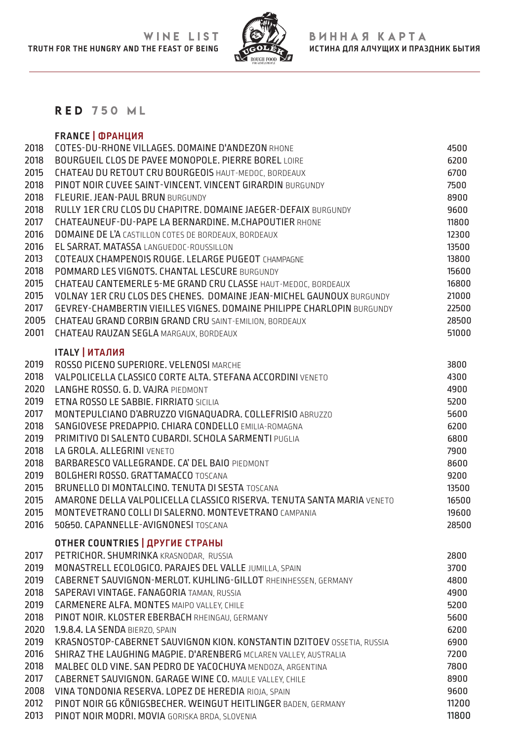WINE LIST
TRUTH FOR THE HUNGRY AND THE FEAST OF BEING

ВИННАЯ КАРТА
ИСТИНА ДЛЯ АЛЧУЩИХ И ПРАЗДНИК БЫТИЯ

## RED 750 ML

### FRANCE | ФРАНЦИЯ

| | | |
|---|---|---|
| 2018 | **COTES-DU-RHONE VILLAGES. DOMAINE D'ANDEZON** RHONE | 4500 |
| 2018 | **BOURGUEIL CLOS DE PAVEE MONOPOLE. PIERRE BOREL** LOIRE | 6200 |
| 2015 | **CHATEAU DU RETOUT CRU BOURGEOIS** HAUT-MEDOC, BORDEAUX | 6700 |
| 2018 | **PINOT NOIR CUVEE SAINT-VINCENT. VINCENT GIRARDIN** BURGUNDY | 7500 |
| 2018 | **FLEURIE. JEAN-PAUL BRUN** BURGUNDY | 8900 |
| 2018 | **RULLY 1ER CRU CLOS DU CHAPITRE. DOMAINE JAEGER-DEFAIX** BURGUNDY | 9600 |
| 2017 | **CHATEAUNEUF-DU-PAPE LA BERNARDINE. M.CHAPOUTIER** RHONE | 11800 |
| 2016 | **DOMAINE DE L'A** CASTILLON COTES DE BORDEAUX, BORDEAUX | 12300 |
| 2016 | **EL SARRAT. MATASSA** LANGUEDOC-ROUSSILLON | 13500 |
| 2013 | **COTEAUX CHAMPENOIS ROUGE. LELARGE PUGEOT** CHAMPAGNE | 13800 |
| 2018 | **POMMARD LES VIGNOTS. CHANTAL LESCURE** BURGUNDY | 15600 |
| 2015 | **CHATEAU CANTEMERLE 5-ME GRAND CRU CLASSE** HAUT-MEDOC, BORDEAUX | 16800 |
| 2015 | **VOLNAY 1ER CRU CLOS DES CHENES. DOMAINE JEAN-MICHEL GAUNOUX** BURGUNDY | 21000 |
| 2017 | **GEVREY-CHAMBERTIN VIEILLES VIGNES. DOMAINE PHILIPPE CHARLOPIN** BURGUNDY | 22500 |
| 2005 | **CHATEAU GRAND CORBIN GRAND CRU** SAINT-EMILION, BORDEAUX | 28500 |
| 2001 | **CHATEAU RAUZAN SEGLA** MARGAUX, BORDEAUX | 51000 |

### ITALY | ИТАЛИЯ

| | | |
|---|---|---|
| 2019 | **ROSSO PICENO SUPERIORE. VELENOSI** MARCHE | 3800 |
| 2018 | **VALPOLICELLA CLASSICO CORTE ALTA. STEFANA ACCORDINI** VENETO | 4300 |
| 2020 | **LANGHE ROSSO. G. D. VAJRA** PIEDMONT | 4900 |
| 2019 | **ETNA ROSSO LE SABBIE. FIRRIATO** SICILIA | 5200 |
| 2017 | **MONTEPULCIANO D'ABRUZZO VIGNAQUADRA. COLLEFRISIO** ABRUZZO | 5600 |
| 2018 | **SANGIOVESE PREDAPPIO. CHIARA CONDELLO** EMILIA-ROMAGNA | 6200 |
| 2019 | **PRIMITIVO DI SALENTO CUBARDI. SCHOLA SARMENTI** PUGLIA | 6800 |
| 2018 | **LA GROLA. ALLEGRINI** VENETO | 7900 |
| 2018 | **BARBARESCO VALLEGRANDE. CA' DEL BAIO** PIEDMONT | 8600 |
| 2019 | **BOLGHERI ROSSO. GRATTAMACCO** TOSCANA | 9200 |
| 2015 | **BRUNELLO DI MONTALCINO. TENUTA DI SESTA** TOSCANA | 13500 |
| 2015 | **AMARONE DELLA VALPOLICELLA CLASSICO RISERVA. TENUTA SANTA MARIA** VENETO | 16500 |
| 2015 | **MONTEVETRANO COLLI DI SALERNO. MONTEVETRANO** CAMPANIA | 19600 |
| 2016 | **50&50. CAPANNELLE-AVIGNONESI** TOSCANA | 28500 |

### OTHER COUNTRIES | ДРУГИЕ СТРАНЫ

| | | |
|---|---|---|
| 2017 | **PETRICHOR. SHUMRINKA** KRASNODAR, RUSSIA | 2800 |
| 2019 | **MONASTRELL ECOLOGICO. PARAJES DEL VALLE** JUMILLA, SPAIN | 3700 |
| 2019 | **CABERNET SAUVIGNON-MERLOT. KUHLING-GILLOT** RHEINHESSEN, GERMANY | 4800 |
| 2018 | **SAPERAVI VINTAGE. FANAGORIA** TAMAN, RUSSIA | 4900 |
| 2019 | **CARMENERE ALFA. MONTES** MAIPO VALLEY, CHILE | 5200 |
| 2018 | **PINOT NOIR. KLOSTER EBERBACH** RHEINGAU, GERMANY | 5600 |
| 2020 | **1.9.8.4. LA SENDA** BIERZO, SPAIN | 6200 |
| 2019 | **KRASNOSTOP-CABERNET SAUVIGNON KION. KONSTANTIN DZITOEV** OSSETIA, RUSSIA | 6900 |
| 2016 | **SHIRAZ THE LAUGHING MAGPIE. D'ARENBERG** MCLAREN VALLEY, AUSTRALIA | 7200 |
| 2018 | **MALBEC OLD VINE. SAN PEDRO DE YACOCHUYA** MENDOZA, ARGENTINA | 7800 |
| 2017 | **CABERNET SAUVIGNON. GARAGE WINE CO.** MAULE VALLEY, CHILE | 8900 |
| 2008 | **VINA TONDONIA RESERVA. LOPEZ DE HEREDIA** RIOJA, SPAIN | 9600 |
| 2012 | **PINOT NOIR GG KÖNIGSBECHER. WEINGUT HEITLINGER** BADEN, GERMANY | 11200 |
| 2013 | **PINOT NOIR MODRI. MOVIA** GORISKA BRDA, SLOVENIA | 11800 |